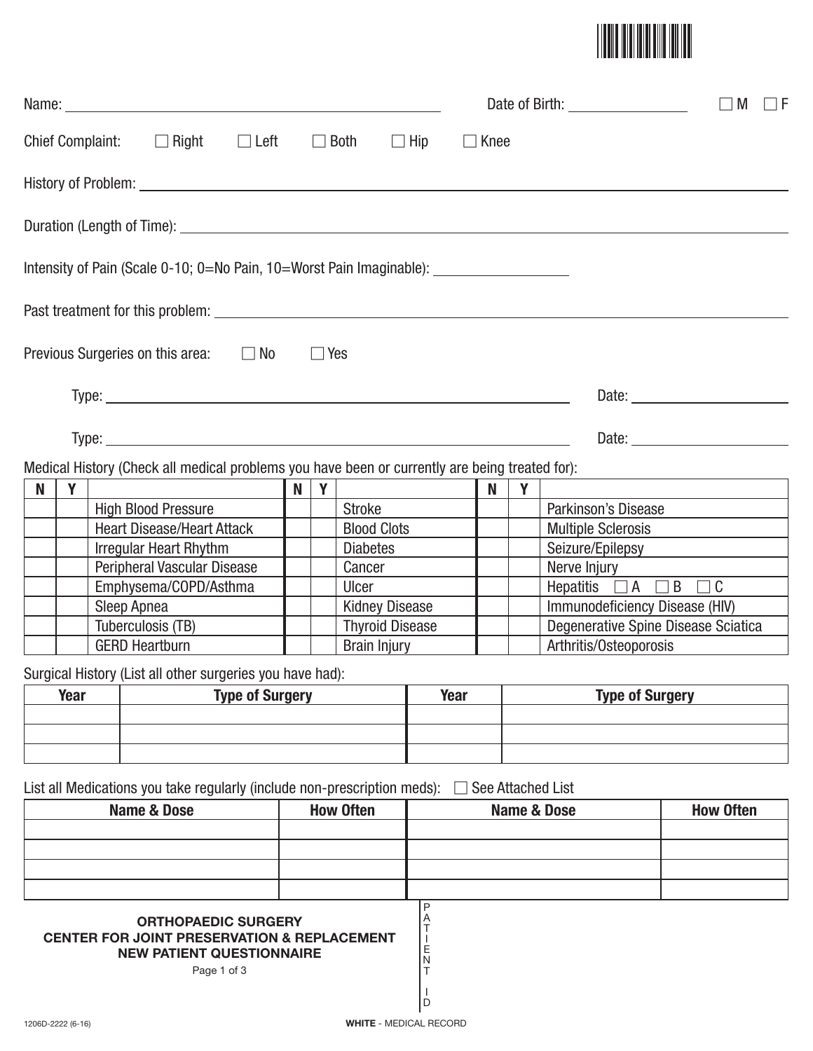Name: ______________________________ Date of Birth: ______________ ☐ M ☐ F

Chief Complaint: ☐ Right ☐ Left ☐ Both ☐ Hip ☐ Knee

History of Problem: ______________________________

Duration (Length of Time): ______________________________

Intensity of Pain (Scale 0-10; 0=No Pain, 10=Worst Pain Imaginable): ______________

Past treatment for this problem: ______________________________

Previous Surgeries on this area: ☐ No ☐ Yes

Type: ______________________________ Date: ______________

Type: ______________________________ Date: ______________

Medical History (Check all medical problems you have been or currently are being treated for):

| N | Y | | N | Y | | N | Y | |
|---|---|---|---|---|---|---|---|---|
| | | High Blood Pressure | | | Stroke | | | Parkinson's Disease |
| | | Heart Disease/Heart Attack | | | Blood Clots | | | Multiple Sclerosis |
| | | Irregular Heart Rhythm | | | Diabetes | | | Seizure/Epilepsy |
| | | Peripheral Vascular Disease | | | Cancer | | | Nerve Injury |
| | | Emphysema/COPD/Asthma | | | Ulcer | | | Hepatitis ☐ A ☐ B ☐ C |
| | | Sleep Apnea | | | Kidney Disease | | | Immunodeficiency Disease (HIV) |
| | | Tuberculosis (TB) | | | Thyroid Disease | | | Degenerative Spine Disease Sciatica |
| | | GERD Heartburn | | | Brain Injury | | | Arthritis/Osteoporosis |

Surgical History (List all other surgeries you have had):

| Year | Type of Surgery | Year | Type of Surgery |
|---|---|---|---|
| | | | |
| | | | |
| | | | |

List all Medications you take regularly (include non-prescription meds): ☐ See Attached List

| Name & Dose | How Often | Name & Dose | How Often |
|---|---|---|---|
| | | | |
| | | | |
| | | | |
| | | | |

**ORTHOPAEDIC SURGERY**
**CENTER FOR JOINT PRESERVATION & REPLACEMENT**
**NEW PATIENT QUESTIONNAIRE**

PATIENT ID

1206D-2222 (6-16)

**WHITE** - MEDICAL RECORD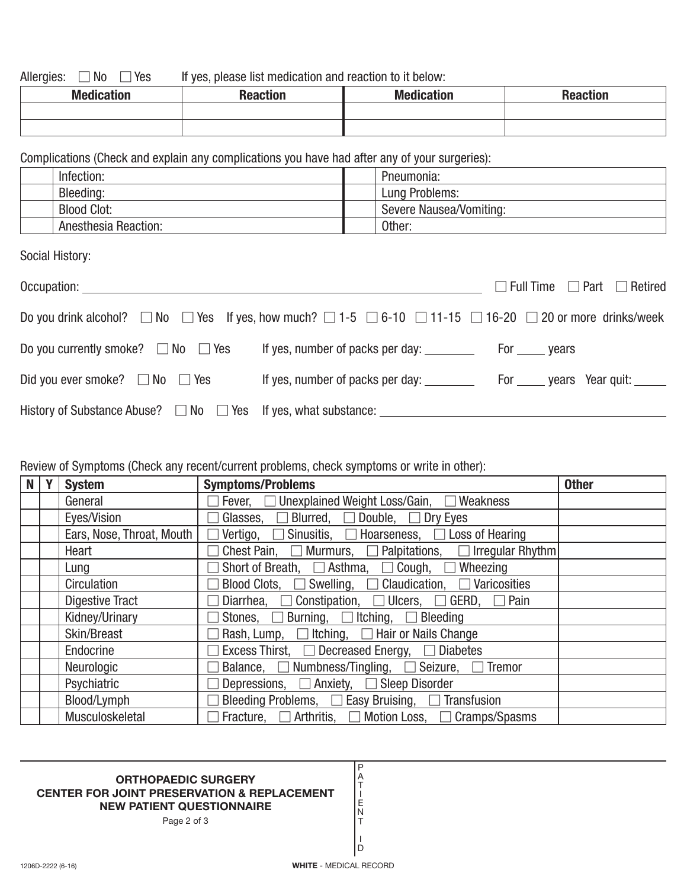Allergies: ☐ No ☐ Yes If yes, please list medication and reaction to it below:

| Medication | Reaction | Medication | Reaction |
| --- | --- | --- | --- |
| | | | |
| | | | |

Complications (Check and explain any complications you have had after any of your surgeries):

| | | | |
| --- | --- | --- | --- |
| | Infection: | | Pneumonia: |
| | Bleeding: | | Lung Problems: |
| | Blood Clot: | | Severe Nausea/Vomiting: |
| | Anesthesia Reaction: | | Other: |

Social History:

Occupation: ______________________________ ☐ Full Time ☐ Part ☐ Retired

Do you drink alcohol? ☐ No ☐ Yes If yes, how much? ☐ 1-5 ☐ 6-10 ☐ 11-15 ☐ 16-20 ☐ 20 or more drinks/week

Do you currently smoke? ☐ No ☐ Yes If yes, number of packs per day: ________ For _____ years

Did you ever smoke? ☐ No ☐ Yes If yes, number of packs per day: ________ For _____ years Year quit: _____

History of Substance Abuse? ☐ No ☐ Yes If yes, what substance: ______________________________

Review of Symptoms (Check any recent/current problems, check symptoms or write in other):

| N | Y | System | Symptoms/Problems | Other |
| --- | --- | --- | --- | --- |
| | | General | ☐ Fever, ☐ Unexplained Weight Loss/Gain, ☐ Weakness | |
| | | Eyes/Vision | ☐ Glasses, ☐ Blurred, ☐ Double, ☐ Dry Eyes | |
| | | Ears, Nose, Throat, Mouth | ☐ Vertigo, ☐ Sinusitis, ☐ Hoarseness, ☐ Loss of Hearing | |
| | | Heart | ☐ Chest Pain, ☐ Murmurs, ☐ Palpitations, ☐ Irregular Rhythm | |
| | | Lung | ☐ Short of Breath, ☐ Asthma, ☐ Cough, ☐ Wheezing | |
| | | Circulation | ☐ Blood Clots, ☐ Swelling, ☐ Claudication, ☐ Varicosities | |
| | | Digestive Tract | ☐ Diarrhea, ☐ Constipation, ☐ Ulcers, ☐ GERD, ☐ Pain | |
| | | Kidney/Urinary | ☐ Stones, ☐ Burning, ☐ Itching, ☐ Bleeding | |
| | | Skin/Breast | ☐ Rash, Lump, ☐ Itching, ☐ Hair or Nails Change | |
| | | Endocrine | ☐ Excess Thirst, ☐ Decreased Energy, ☐ Diabetes | |
| | | Neurologic | ☐ Balance, ☐ Numbness/Tingling, ☐ Seizure, ☐ Tremor | |
| | | Psychiatric | ☐ Depressions, ☐ Anxiety, ☐ Sleep Disorder | |
| | | Blood/Lymph | ☐ Bleeding Problems, ☐ Easy Bruising, ☐ Transfusion | |
| | | Musculoskeletal | ☐ Fracture, ☐ Arthritis, ☐ Motion Loss, ☐ Cramps/Spasms | |

**ORTHOPAEDIC SURGERY**
**CENTER FOR JOINT PRESERVATION & REPLACEMENT**
**NEW PATIENT QUESTIONNAIRE**

PATIENT ID

1206D-2222 (6-16)

**WHITE** - MEDICAL RECORD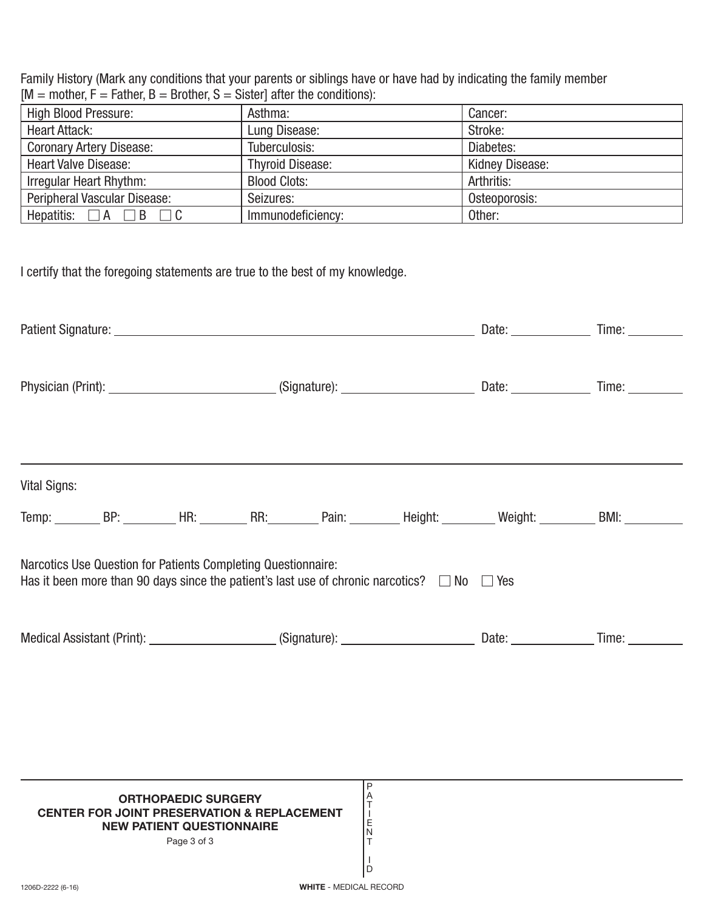Family History (Mark any conditions that your parents or siblings have or have had by indicating the family member [M = mother, F = Father, B = Brother, S = Sister] after the conditions):

| | | |
|---|---|---|
| High Blood Pressure: | Asthma: | Cancer: |
| Heart Attack: | Lung Disease: | Stroke: |
| Coronary Artery Disease: | Tuberculosis: | Diabetes: |
| Heart Valve Disease: | Thyroid Disease: | Kidney Disease: |
| Irregular Heart Rhythm: | Blood Clots: | Arthritis: |
| Peripheral Vascular Disease: | Seizures: | Osteoporosis: |
| Hepatitis: ☐ A ☐ B ☐ C | Immunodeficiency: | Other: |

I certify that the foregoing statements are true to the best of my knowledge.

Patient Signature: ______________________________ Date: __________ Time: ________

Physician (Print): ______________________ (Signature): ______________________ Date: __________ Time: ________

---

Vital Signs:

Temp: ______ BP: ______ HR: ______ RR: ______ Pain: ______ Height: ______ Weight: ______ BMI: ______

Narcotics Use Question for Patients Completing Questionnaire:
Has it been more than 90 days since the patient's last use of chronic narcotics? ☐ No ☐ Yes

Medical Assistant (Print): ______________________ (Signature): ______________________ Date: __________ Time: ________

---

**ORTHOPAEDIC SURGERY**
**CENTER FOR JOINT PRESERVATION & REPLACEMENT**
**NEW PATIENT QUESTIONNAIRE**

PATIENT ID

1206D-2222 (6-16)

**WHITE** - MEDICAL RECORD